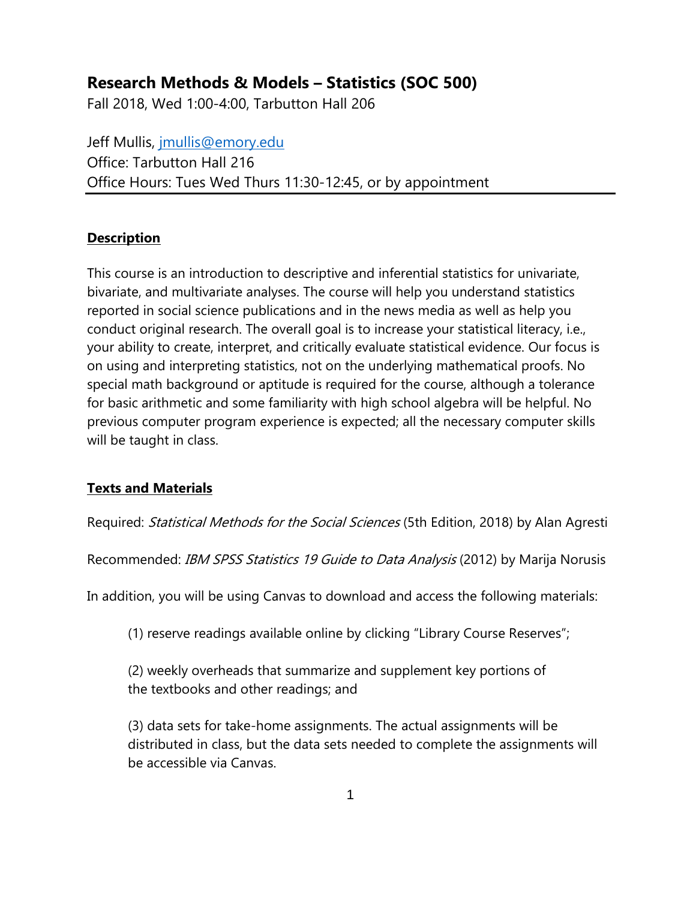# Research Methods & Models – Statistics (SOC 500)

Fall 2018, Wed 1:00-4:00, Tarbutton Hall 206

Jeff Mullis, jmullis@emory.edu
Office: Tarbutton Hall 216
Office Hours: Tues Wed Thurs 11:30-12:45, or by appointment

## Description

This course is an introduction to descriptive and inferential statistics for univariate, bivariate, and multivariate analyses. The course will help you understand statistics reported in social science publications and in the news media as well as help you conduct original research. The overall goal is to increase your statistical literacy, i.e., your ability to create, interpret, and critically evaluate statistical evidence. Our focus is on using and interpreting statistics, not on the underlying mathematical proofs. No special math background or aptitude is required for the course, although a tolerance for basic arithmetic and some familiarity with high school algebra will be helpful. No previous computer program experience is expected; all the necessary computer skills will be taught in class.

## Texts and Materials

Required: *Statistical Methods for the Social Sciences* (5th Edition, 2018) by Alan Agresti

Recommended: *IBM SPSS Statistics 19 Guide to Data Analysis* (2012) by Marija Norusis

In addition, you will be using Canvas to download and access the following materials:

(1) reserve readings available online by clicking "Library Course Reserves";

(2) weekly overheads that summarize and supplement key portions of the textbooks and other readings; and

(3) data sets for take-home assignments. The actual assignments will be distributed in class, but the data sets needed to complete the assignments will be accessible via Canvas.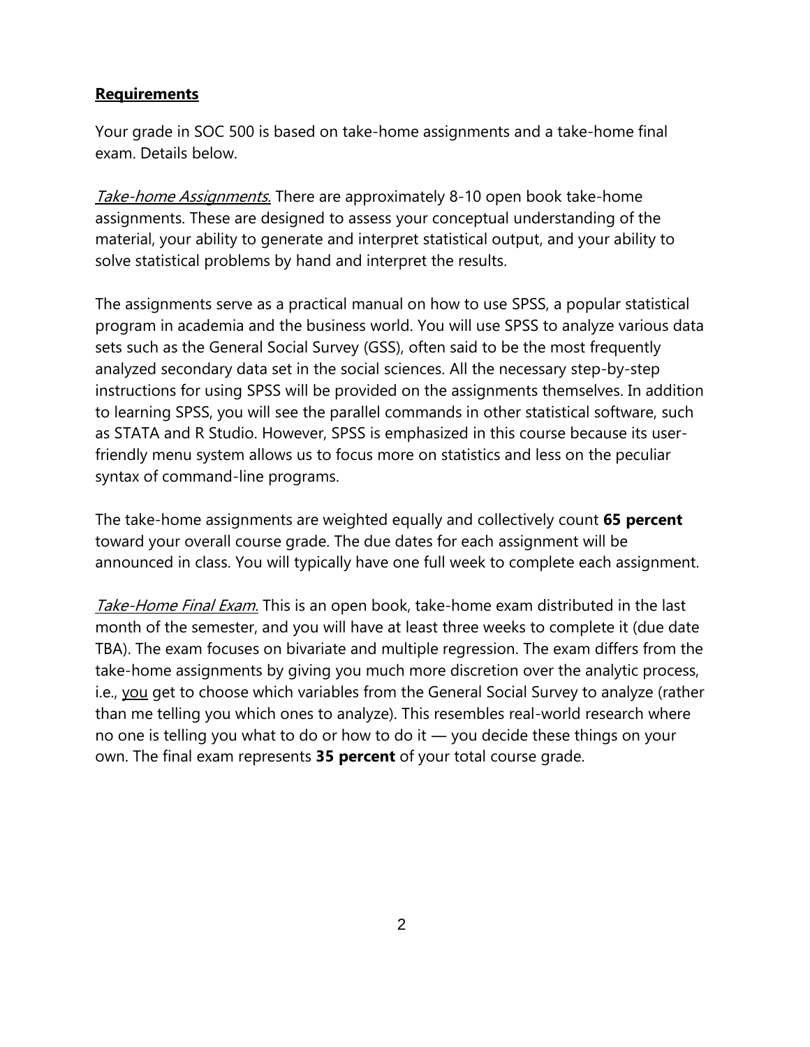## Requirements

Your grade in SOC 500 is based on take-home assignments and a take-home final exam. Details below.

*Take-home Assignments.* There are approximately 8-10 open book take-home assignments. These are designed to assess your conceptual understanding of the material, your ability to generate and interpret statistical output, and your ability to solve statistical problems by hand and interpret the results.

The assignments serve as a practical manual on how to use SPSS, a popular statistical program in academia and the business world. You will use SPSS to analyze various data sets such as the General Social Survey (GSS), often said to be the most frequently analyzed secondary data set in the social sciences. All the necessary step-by-step instructions for using SPSS will be provided on the assignments themselves. In addition to learning SPSS, you will see the parallel commands in other statistical software, such as STATA and R Studio. However, SPSS is emphasized in this course because its user-friendly menu system allows us to focus more on statistics and less on the peculiar syntax of command-line programs.

The take-home assignments are weighted equally and collectively count **65 percent** toward your overall course grade. The due dates for each assignment will be announced in class. You will typically have one full week to complete each assignment.

*Take-Home Final Exam.* This is an open book, take-home exam distributed in the last month of the semester, and you will have at least three weeks to complete it (due date TBA). The exam focuses on bivariate and multiple regression. The exam differs from the take-home assignments by giving you much more discretion over the analytic process, i.e., you get to choose which variables from the General Social Survey to analyze (rather than me telling you which ones to analyze). This resembles real-world research where no one is telling you what to do or how to do it — you decide these things on your own. The final exam represents **35 percent** of your total course grade.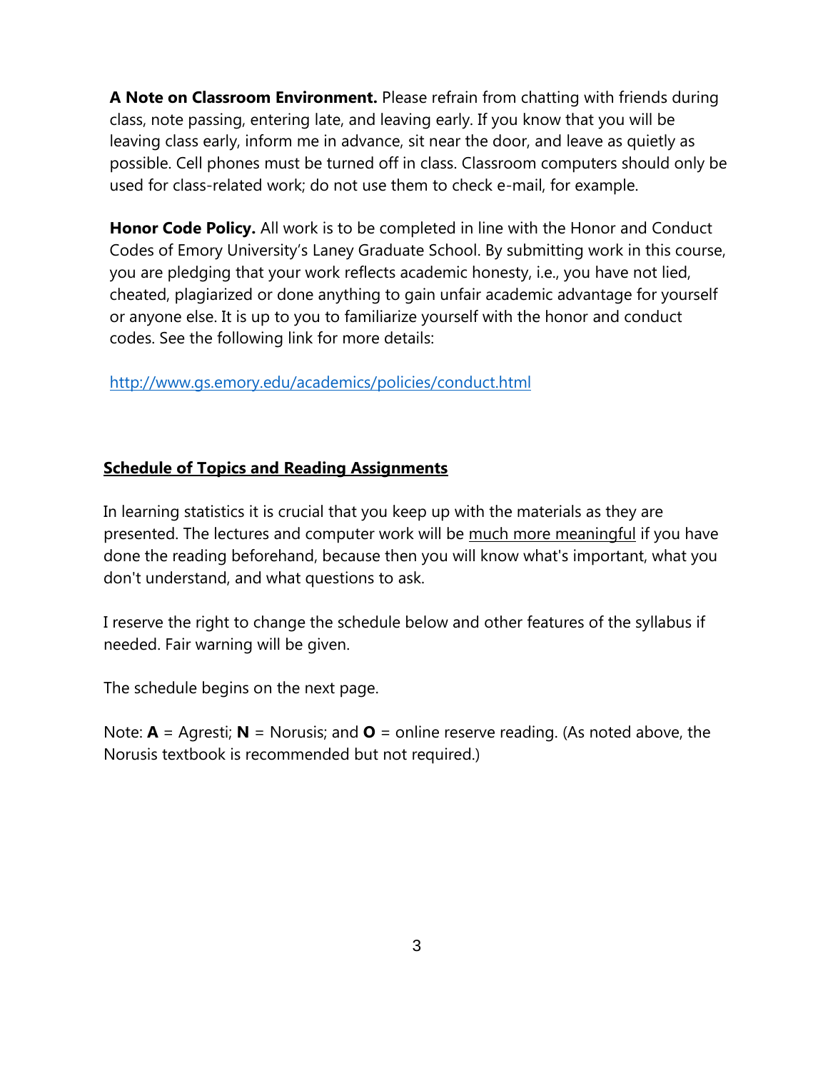**A Note on Classroom Environment.** Please refrain from chatting with friends during class, note passing, entering late, and leaving early. If you know that you will be leaving class early, inform me in advance, sit near the door, and leave as quietly as possible. Cell phones must be turned off in class. Classroom computers should only be used for class-related work; do not use them to check e-mail, for example.

**Honor Code Policy.** All work is to be completed in line with the Honor and Conduct Codes of Emory University's Laney Graduate School. By submitting work in this course, you are pledging that your work reflects academic honesty, i.e., you have not lied, cheated, plagiarized or done anything to gain unfair academic advantage for yourself or anyone else. It is up to you to familiarize yourself with the honor and conduct codes. See the following link for more details:

http://www.gs.emory.edu/academics/policies/conduct.html

## Schedule of Topics and Reading Assignments

In learning statistics it is crucial that you keep up with the materials as they are presented. The lectures and computer work will be much more meaningful if you have done the reading beforehand, because then you will know what's important, what you don't understand, and what questions to ask.

I reserve the right to change the schedule below and other features of the syllabus if needed. Fair warning will be given.

The schedule begins on the next page.

Note: **A** = Agresti; **N** = Norusis; and **O** = online reserve reading. (As noted above, the Norusis textbook is recommended but not required.)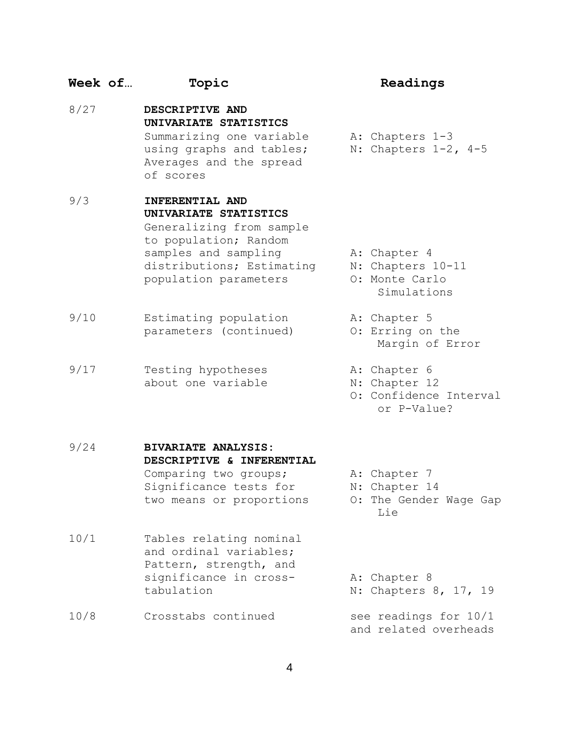| **Week of…** | **Topic** | **Readings** |
| --- | --- | --- |
| 8/27 | **DESCRIPTIVE AND UNIVARIATE STATISTICS** Summarizing one variable using graphs and tables; Averages and the spread of scores | A: Chapters 1-3<br>N: Chapters 1-2, 4-5 |
| 9/3 | **INFERENTIAL AND UNIVARIATE STATISTICS** Generalizing from sample to population; Random samples and sampling distributions; Estimating population parameters | A: Chapter 4<br>N: Chapters 10-11<br>O: Monte Carlo Simulations |
| 9/10 | Estimating population parameters (continued) | A: Chapter 5<br>O: Erring on the Margin of Error |
| 9/17 | Testing hypotheses about one variable | A: Chapter 6<br>N: Chapter 12<br>O: Confidence Interval or P-Value? |
| 9/24 | **BIVARIATE ANALYSIS: DESCRIPTIVE & INFERENTIAL** Comparing two groups; Significance tests for two means or proportions | A: Chapter 7<br>N: Chapter 14<br>O: The Gender Wage Gap Lie |
| 10/1 | Tables relating nominal and ordinal variables; Pattern, strength, and significance in cross-tabulation | A: Chapter 8<br>N: Chapters 8, 17, 19 |
| 10/8 | Crosstabs continued | see readings for 10/1 and related overheads |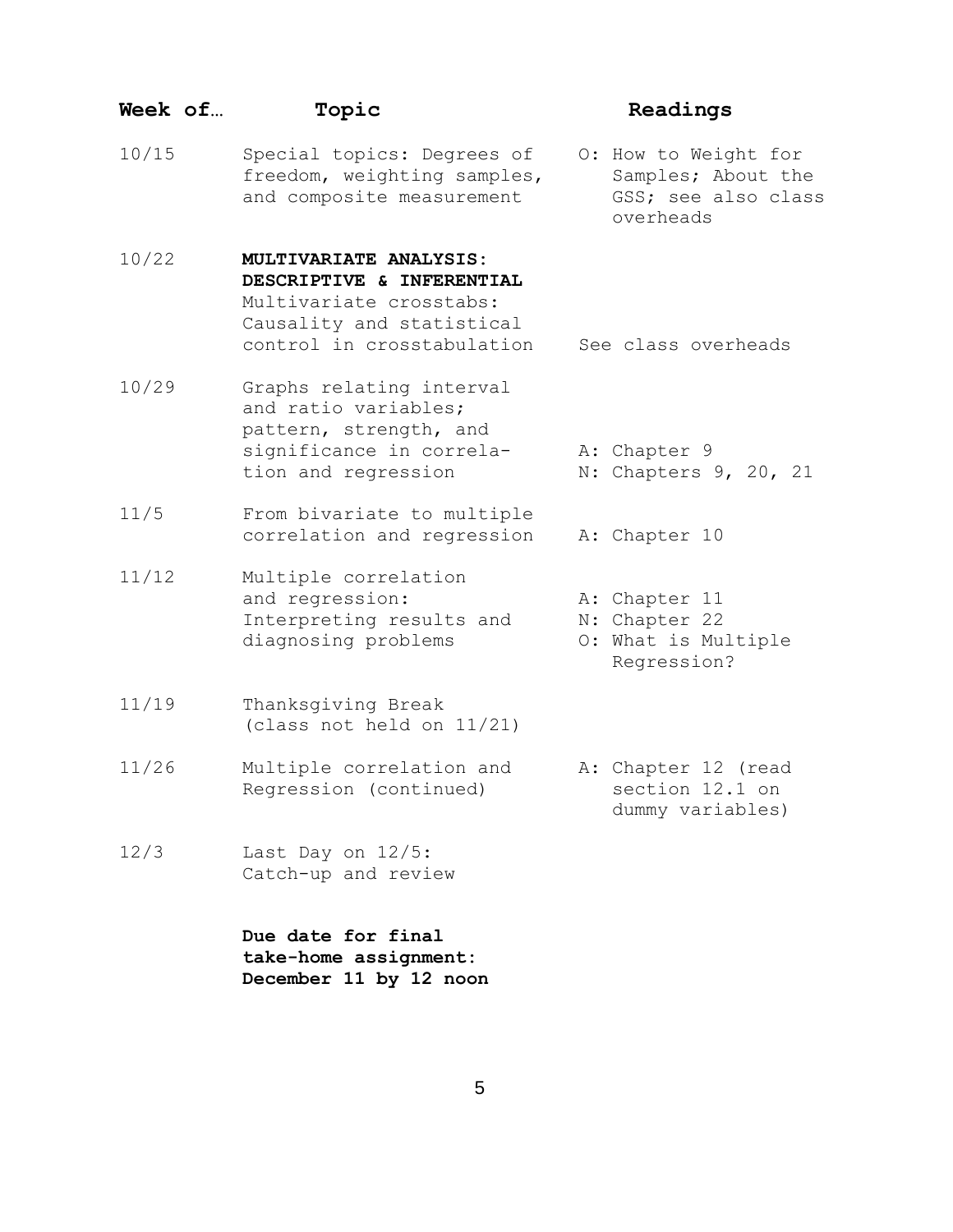| Week of… | Topic | Readings |
| --- | --- | --- |
| 10/15 | Special topics: Degrees of freedom, weighting samples, and composite measurement | O: How to Weight for Samples; About the GSS; see also class overheads |
| 10/22 | **MULTIVARIATE ANALYSIS: DESCRIPTIVE & INFERENTIAL** Multivariate crosstabs: Causality and statistical control in crosstabulation | See class overheads |
| 10/29 | Graphs relating interval and ratio variables; pattern, strength, and significance in correlation and regression | A: Chapter 9<br>N: Chapters 9, 20, 21 |
| 11/5 | From bivariate to multiple correlation and regression | A: Chapter 10 |
| 11/12 | Multiple correlation and regression: Interpreting results and diagnosing problems | A: Chapter 11<br>N: Chapter 22<br>O: What is Multiple Regression? |
| 11/19 | Thanksgiving Break (class not held on 11/21) | |
| 11/26 | Multiple correlation and Regression (continued) | A: Chapter 12 (read section 12.1 on dummy variables) |
| 12/3 | Last Day on 12/5: Catch-up and review | |

**Due date for final take-home assignment: December 11 by 12 noon**